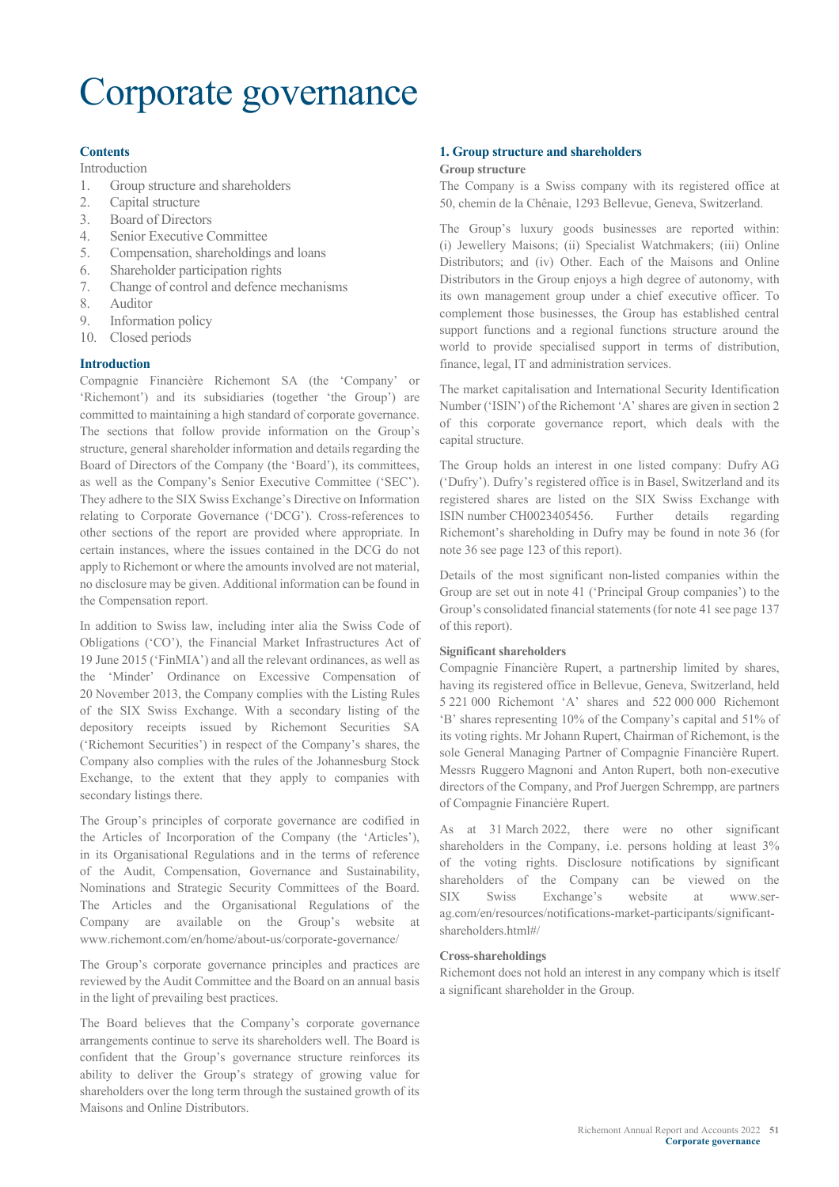# Corporate governance

## Contents

Introduction

1. Group structure and shareholders
2. Capital structure
3. Board of Directors
4. Senior Executive Committee
5. Compensation, shareholdings and loans
6. Shareholder participation rights
7. Change of control and defence mechanisms
8. Auditor
9. Information policy
10. Closed periods

## Introduction

Compagnie Financière Richemont SA (the 'Company' or 'Richemont') and its subsidiaries (together 'the Group') are committed to maintaining a high standard of corporate governance. The sections that follow provide information on the Group's structure, general shareholder information and details regarding the Board of Directors of the Company (the 'Board'), its committees, as well as the Company's Senior Executive Committee ('SEC'). They adhere to the SIX Swiss Exchange's Directive on Information relating to Corporate Governance ('DCG'). Cross-references to other sections of the report are provided where appropriate. In certain instances, where the issues contained in the DCG do not apply to Richemont or where the amounts involved are not material, no disclosure may be given. Additional information can be found in the Compensation report.

In addition to Swiss law, including inter alia the Swiss Code of Obligations ('CO'), the Financial Market Infrastructures Act of 19 June 2015 ('FinMIA') and all the relevant ordinances, as well as the 'Minder' Ordinance on Excessive Compensation of 20 November 2013, the Company complies with the Listing Rules of the SIX Swiss Exchange. With a secondary listing of the depository receipts issued by Richemont Securities SA ('Richemont Securities') in respect of the Company's shares, the Company also complies with the rules of the Johannesburg Stock Exchange, to the extent that they apply to companies with secondary listings there.

The Group's principles of corporate governance are codified in the Articles of Incorporation of the Company (the 'Articles'), in its Organisational Regulations and in the terms of reference of the Audit, Compensation, Governance and Sustainability, Nominations and Strategic Security Committees of the Board. The Articles and the Organisational Regulations of the Company are available on the Group's website at www.richemont.com/en/home/about-us/corporate-governance/

The Group's corporate governance principles and practices are reviewed by the Audit Committee and the Board on an annual basis in the light of prevailing best practices.

The Board believes that the Company's corporate governance arrangements continue to serve its shareholders well. The Board is confident that the Group's governance structure reinforces its ability to deliver the Group's strategy of growing value for shareholders over the long term through the sustained growth of its Maisons and Online Distributors.

## 1. Group structure and shareholders

### Group structure

The Company is a Swiss company with its registered office at 50, chemin de la Chênaie, 1293 Bellevue, Geneva, Switzerland.

The Group's luxury goods businesses are reported within: (i) Jewellery Maisons; (ii) Specialist Watchmakers; (iii) Online Distributors; and (iv) Other. Each of the Maisons and Online Distributors in the Group enjoys a high degree of autonomy, with its own management group under a chief executive officer. To complement those businesses, the Group has established central support functions and a regional functions structure around the world to provide specialised support in terms of distribution, finance, legal, IT and administration services.

The market capitalisation and International Security Identification Number ('ISIN') of the Richemont 'A' shares are given in section 2 of this corporate governance report, which deals with the capital structure.

The Group holds an interest in one listed company: Dufry AG ('Dufry'). Dufry's registered office is in Basel, Switzerland and its registered shares are listed on the SIX Swiss Exchange with ISIN number CH0023405456. Further details regarding Richemont's shareholding in Dufry may be found in note 36 (for note 36 see page 123 of this report).

Details of the most significant non-listed companies within the Group are set out in note 41 ('Principal Group companies') to the Group's consolidated financial statements (for note 41 see page 137 of this report).

### Significant shareholders

Compagnie Financière Rupert, a partnership limited by shares, having its registered office in Bellevue, Geneva, Switzerland, held 5 221 000 Richemont 'A' shares and 522 000 000 Richemont 'B' shares representing 10% of the Company's capital and 51% of its voting rights. Mr Johann Rupert, Chairman of Richemont, is the sole General Managing Partner of Compagnie Financière Rupert. Messrs Ruggero Magnoni and Anton Rupert, both non-executive directors of the Company, and Prof Juergen Schrempp, are partners of Compagnie Financière Rupert.

As at 31 March 2022, there were no other significant shareholders in the Company, i.e. persons holding at least 3% of the voting rights. Disclosure notifications by significant shareholders of the Company can be viewed on the SIX Swiss Exchange's website at www.ser-ag.com/en/resources/notifications-market-participants/significant-shareholders.html#/

### Cross-shareholdings

Richemont does not hold an interest in any company which is itself a significant shareholder in the Group.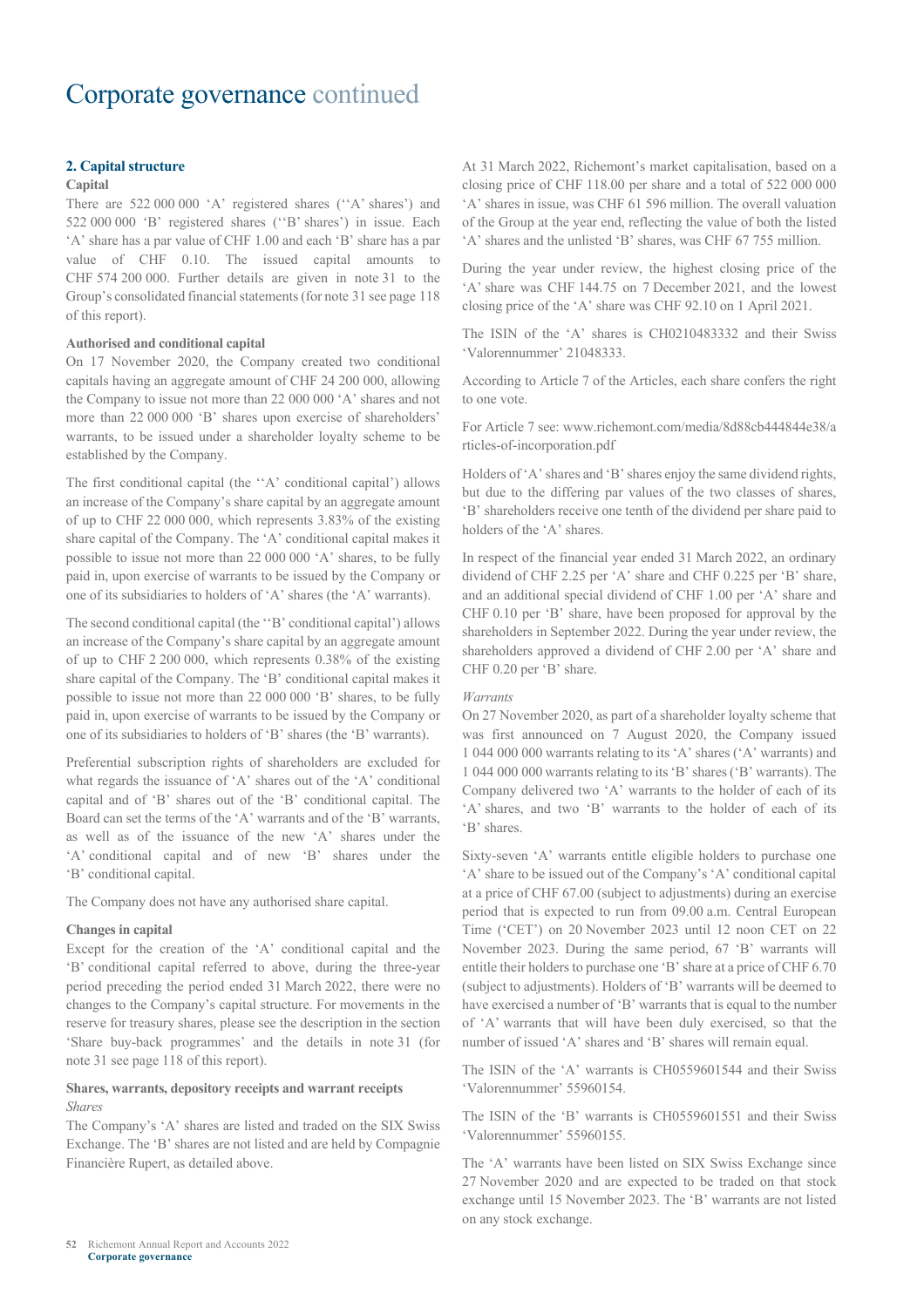# Corporate governance continued

## 2. Capital structure

### Capital

There are 522 000 000 'A' registered shares (''A' shares') and 522 000 000 'B' registered shares (''B' shares') in issue. Each 'A' share has a par value of CHF 1.00 and each 'B' share has a par value of CHF 0.10. The issued capital amounts to CHF 574 200 000. Further details are given in note 31 to the Group's consolidated financial statements (for note 31 see page 118 of this report).

### Authorised and conditional capital

On 17 November 2020, the Company created two conditional capitals having an aggregate amount of CHF 24 200 000, allowing the Company to issue not more than 22 000 000 'A' shares and not more than 22 000 000 'B' shares upon exercise of shareholders' warrants, to be issued under a shareholder loyalty scheme to be established by the Company.

The first conditional capital (the ''A' conditional capital') allows an increase of the Company's share capital by an aggregate amount of up to CHF 22 000 000, which represents 3.83% of the existing share capital of the Company. The 'A' conditional capital makes it possible to issue not more than 22 000 000 'A' shares, to be fully paid in, upon exercise of warrants to be issued by the Company or one of its subsidiaries to holders of 'A' shares (the 'A' warrants).

The second conditional capital (the ''B' conditional capital') allows an increase of the Company's share capital by an aggregate amount of up to CHF 2 200 000, which represents 0.38% of the existing share capital of the Company. The 'B' conditional capital makes it possible to issue not more than 22 000 000 'B' shares, to be fully paid in, upon exercise of warrants to be issued by the Company or one of its subsidiaries to holders of 'B' shares (the 'B' warrants).

Preferential subscription rights of shareholders are excluded for what regards the issuance of 'A' shares out of the 'A' conditional capital and of 'B' shares out of the 'B' conditional capital. The Board can set the terms of the 'A' warrants and of the 'B' warrants, as well as of the issuance of the new 'A' shares under the 'A' conditional capital and of new 'B' shares under the 'B' conditional capital.

The Company does not have any authorised share capital.

### Changes in capital

Except for the creation of the 'A' conditional capital and the 'B' conditional capital referred to above, during the three-year period preceding the period ended 31 March 2022, there were no changes to the Company's capital structure. For movements in the reserve for treasury shares, please see the description in the section 'Share buy-back programmes' and the details in note 31 (for note 31 see page 118 of this report).

### Shares, warrants, depository receipts and warrant receipts

*Shares*

The Company's 'A' shares are listed and traded on the SIX Swiss Exchange. The 'B' shares are not listed and are held by Compagnie Financière Rupert, as detailed above.

At 31 March 2022, Richemont's market capitalisation, based on a closing price of CHF 118.00 per share and a total of 522 000 000 'A' shares in issue, was CHF 61 596 million. The overall valuation of the Group at the year end, reflecting the value of both the listed 'A' shares and the unlisted 'B' shares, was CHF 67 755 million.

During the year under review, the highest closing price of the 'A' share was CHF 144.75 on 7 December 2021, and the lowest closing price of the 'A' share was CHF 92.10 on 1 April 2021.

The ISIN of the 'A' shares is CH0210483332 and their Swiss 'Valorennummer' 21048333.

According to Article 7 of the Articles, each share confers the right to one vote.

For Article 7 see: www.richemont.com/media/8d88cb444844e38/articles-of-incorporation.pdf

Holders of 'A' shares and 'B' shares enjoy the same dividend rights, but due to the differing par values of the two classes of shares, 'B' shareholders receive one tenth of the dividend per share paid to holders of the 'A' shares.

In respect of the financial year ended 31 March 2022, an ordinary dividend of CHF 2.25 per 'A' share and CHF 0.225 per 'B' share, and an additional special dividend of CHF 1.00 per 'A' share and CHF 0.10 per 'B' share, have been proposed for approval by the shareholders in September 2022. During the year under review, the shareholders approved a dividend of CHF 2.00 per 'A' share and CHF 0.20 per 'B' share.

*Warrants*

On 27 November 2020, as part of a shareholder loyalty scheme that was first announced on 7 August 2020, the Company issued 1 044 000 000 warrants relating to its 'A' shares ('A' warrants) and 1 044 000 000 warrants relating to its 'B' shares ('B' warrants). The Company delivered two 'A' warrants to the holder of each of its 'A' shares, and two 'B' warrants to the holder of each of its 'B' shares.

Sixty-seven 'A' warrants entitle eligible holders to purchase one 'A' share to be issued out of the Company's 'A' conditional capital at a price of CHF 67.00 (subject to adjustments) during an exercise period that is expected to run from 09.00 a.m. Central European Time ('CET') on 20 November 2023 until 12 noon CET on 22 November 2023. During the same period, 67 'B' warrants will entitle their holders to purchase one 'B' share at a price of CHF 6.70 (subject to adjustments). Holders of 'B' warrants will be deemed to have exercised a number of 'B' warrants that is equal to the number of 'A' warrants that will have been duly exercised, so that the number of issued 'A' shares and 'B' shares will remain equal.

The ISIN of the 'A' warrants is CH0559601544 and their Swiss 'Valorennummer' 55960154.

The ISIN of the 'B' warrants is CH0559601551 and their Swiss 'Valorennummer' 55960155.

The 'A' warrants have been listed on SIX Swiss Exchange since 27 November 2020 and are expected to be traded on that stock exchange until 15 November 2023. The 'B' warrants are not listed on any stock exchange.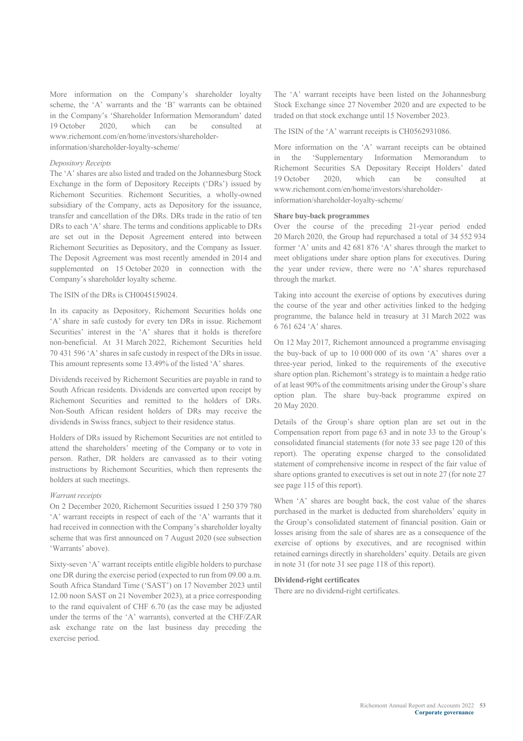More information on the Company's shareholder loyalty scheme, the 'A' warrants and the 'B' warrants can be obtained in the Company's 'Shareholder Information Memorandum' dated 19 October 2020, which can be consulted at www.richemont.com/en/home/investors/shareholder-information/shareholder-loyalty-scheme/

*Depository Receipts*

The 'A' shares are also listed and traded on the Johannesburg Stock Exchange in the form of Depository Receipts ('DRs') issued by Richemont Securities. Richemont Securities, a wholly-owned subsidiary of the Company, acts as Depository for the issuance, transfer and cancellation of the DRs. DRs trade in the ratio of ten DRs to each 'A' share. The terms and conditions applicable to DRs are set out in the Deposit Agreement entered into between Richemont Securities as Depository, and the Company as Issuer. The Deposit Agreement was most recently amended in 2014 and supplemented on 15 October 2020 in connection with the Company's shareholder loyalty scheme.

The ISIN of the DRs is CH0045159024.

In its capacity as Depository, Richemont Securities holds one 'A' share in safe custody for every ten DRs in issue. Richemont Securities' interest in the 'A' shares that it holds is therefore non-beneficial. At 31 March 2022, Richemont Securities held 70 431 596 'A' shares in safe custody in respect of the DRs in issue. This amount represents some 13.49% of the listed 'A' shares.

Dividends received by Richemont Securities are payable in rand to South African residents. Dividends are converted upon receipt by Richemont Securities and remitted to the holders of DRs. Non-South African resident holders of DRs may receive the dividends in Swiss francs, subject to their residence status.

Holders of DRs issued by Richemont Securities are not entitled to attend the shareholders' meeting of the Company or to vote in person. Rather, DR holders are canvassed as to their voting instructions by Richemont Securities, which then represents the holders at such meetings.

*Warrant receipts*

On 2 December 2020, Richemont Securities issued 1 250 379 780 'A' warrant receipts in respect of each of the 'A' warrants that it had received in connection with the Company's shareholder loyalty scheme that was first announced on 7 August 2020 (see subsection 'Warrants' above).

Sixty-seven 'A' warrant receipts entitle eligible holders to purchase one DR during the exercise period (expected to run from 09.00 a.m. South Africa Standard Time ('SAST') on 17 November 2023 until 12.00 noon SAST on 21 November 2023), at a price corresponding to the rand equivalent of CHF 6.70 (as the case may be adjusted under the terms of the 'A' warrants), converted at the CHF/ZAR ask exchange rate on the last business day preceding the exercise period.

The 'A' warrant receipts have been listed on the Johannesburg Stock Exchange since 27 November 2020 and are expected to be traded on that stock exchange until 15 November 2023.

The ISIN of the 'A' warrant receipts is CH0562931086.

More information on the 'A' warrant receipts can be obtained in the 'Supplementary Information Memorandum to Richemont Securities SA Depositary Receipt Holders' dated 19 October 2020, which can be consulted at www.richemont.com/en/home/investors/shareholder-information/shareholder-loyalty-scheme/

**Share buy-back programmes**

Over the course of the preceding 21-year period ended 20 March 2020, the Group had repurchased a total of 34 552 934 former 'A' units and 42 681 876 'A' shares through the market to meet obligations under share option plans for executives. During the year under review, there were no 'A' shares repurchased through the market.

Taking into account the exercise of options by executives during the course of the year and other activities linked to the hedging programme, the balance held in treasury at 31 March 2022 was 6 761 624 'A' shares.

On 12 May 2017, Richemont announced a programme envisaging the buy-back of up to 10 000 000 of its own 'A' shares over a three-year period, linked to the requirements of the executive share option plan. Richemont's strategy is to maintain a hedge ratio of at least 90% of the commitments arising under the Group's share option plan. The share buy-back programme expired on 20 May 2020.

Details of the Group's share option plan are set out in the Compensation report from page 63 and in note 33 to the Group's consolidated financial statements (for note 33 see page 120 of this report). The operating expense charged to the consolidated statement of comprehensive income in respect of the fair value of share options granted to executives is set out in note 27 (for note 27 see page 115 of this report).

When 'A' shares are bought back, the cost value of the shares purchased in the market is deducted from shareholders' equity in the Group's consolidated statement of financial position. Gain or losses arising from the sale of shares are as a consequence of the exercise of options by executives, and are recognised within retained earnings directly in shareholders' equity. Details are given in note 31 (for note 31 see page 118 of this report).

**Dividend-right certificates**

There are no dividend-right certificates.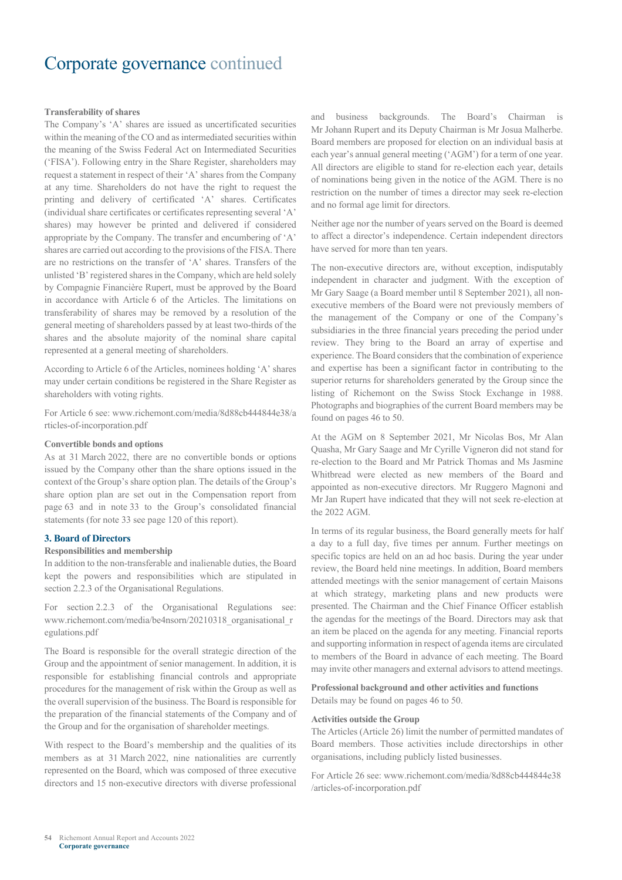# Corporate governance continued

**Transferability of shares**

The Company's 'A' shares are issued as uncertificated securities within the meaning of the CO and as intermediated securities within the meaning of the Swiss Federal Act on Intermediated Securities ('FISA'). Following entry in the Share Register, shareholders may request a statement in respect of their 'A' shares from the Company at any time. Shareholders do not have the right to request the printing and delivery of certificated 'A' shares. Certificates (individual share certificates or certificates representing several 'A' shares) may however be printed and delivered if considered appropriate by the Company. The transfer and encumbering of 'A' shares are carried out according to the provisions of the FISA. There are no restrictions on the transfer of 'A' shares. Transfers of the unlisted 'B' registered shares in the Company, which are held solely by Compagnie Financière Rupert, must be approved by the Board in accordance with Article 6 of the Articles. The limitations on transferability of shares may be removed by a resolution of the general meeting of shareholders passed by at least two-thirds of the shares and the absolute majority of the nominal share capital represented at a general meeting of shareholders.

According to Article 6 of the Articles, nominees holding 'A' shares may under certain conditions be registered in the Share Register as shareholders with voting rights.

For Article 6 see: www.richemont.com/media/8d88cb444844e38/articles-of-incorporation.pdf

**Convertible bonds and options**

As at 31 March 2022, there are no convertible bonds or options issued by the Company other than the share options issued in the context of the Group's share option plan. The details of the Group's share option plan are set out in the Compensation report from page 63 and in note 33 to the Group's consolidated financial statements (for note 33 see page 120 of this report).

## 3. Board of Directors

**Responsibilities and membership**

In addition to the non-transferable and inalienable duties, the Board kept the powers and responsibilities which are stipulated in section 2.2.3 of the Organisational Regulations.

For section 2.2.3 of the Organisational Regulations see: www.richemont.com/media/be4nsorn/20210318_organisational_regulations.pdf

The Board is responsible for the overall strategic direction of the Group and the appointment of senior management. In addition, it is responsible for establishing financial controls and appropriate procedures for the management of risk within the Group as well as the overall supervision of the business. The Board is responsible for the preparation of the financial statements of the Company and of the Group and for the organisation of shareholder meetings.

With respect to the Board's membership and the qualities of its members as at 31 March 2022, nine nationalities are currently represented on the Board, which was composed of three executive directors and 15 non-executive directors with diverse professional and business backgrounds. The Board's Chairman is Mr Johann Rupert and its Deputy Chairman is Mr Josua Malherbe. Board members are proposed for election on an individual basis at each year's annual general meeting ('AGM') for a term of one year. All directors are eligible to stand for re-election each year, details of nominations being given in the notice of the AGM. There is no restriction on the number of times a director may seek re-election and no formal age limit for directors.

Neither age nor the number of years served on the Board is deemed to affect a director's independence. Certain independent directors have served for more than ten years.

The non-executive directors are, without exception, indisputably independent in character and judgment. With the exception of Mr Gary Saage (a Board member until 8 September 2021), all non-executive members of the Board were not previously members of the management of the Company or one of the Company's subsidiaries in the three financial years preceding the period under review. They bring to the Board an array of expertise and experience. The Board considers that the combination of experience and expertise has been a significant factor in contributing to the superior returns for shareholders generated by the Group since the listing of Richemont on the Swiss Stock Exchange in 1988. Photographs and biographies of the current Board members may be found on pages 46 to 50.

At the AGM on 8 September 2021, Mr Nicolas Bos, Mr Alan Quasha, Mr Gary Saage and Mr Cyrille Vigneron did not stand for re-election to the Board and Mr Patrick Thomas and Ms Jasmine Whitbread were elected as new members of the Board and appointed as non-executive directors. Mr Ruggero Magnoni and Mr Jan Rupert have indicated that they will not seek re-election at the 2022 AGM.

In terms of its regular business, the Board generally meets for half a day to a full day, five times per annum. Further meetings on specific topics are held on an ad hoc basis. During the year under review, the Board held nine meetings. In addition, Board members attended meetings with the senior management of certain Maisons at which strategy, marketing plans and new products were presented. The Chairman and the Chief Finance Officer establish the agendas for the meetings of the Board. Directors may ask that an item be placed on the agenda for any meeting. Financial reports and supporting information in respect of agenda items are circulated to members of the Board in advance of each meeting. The Board may invite other managers and external advisors to attend meetings.

**Professional background and other activities and functions**

Details may be found on pages 46 to 50.

**Activities outside the Group**

The Articles (Article 26) limit the number of permitted mandates of Board members. Those activities include directorships in other organisations, including publicly listed businesses.

For Article 26 see: www.richemont.com/media/8d88cb444844e38/articles-of-incorporation.pdf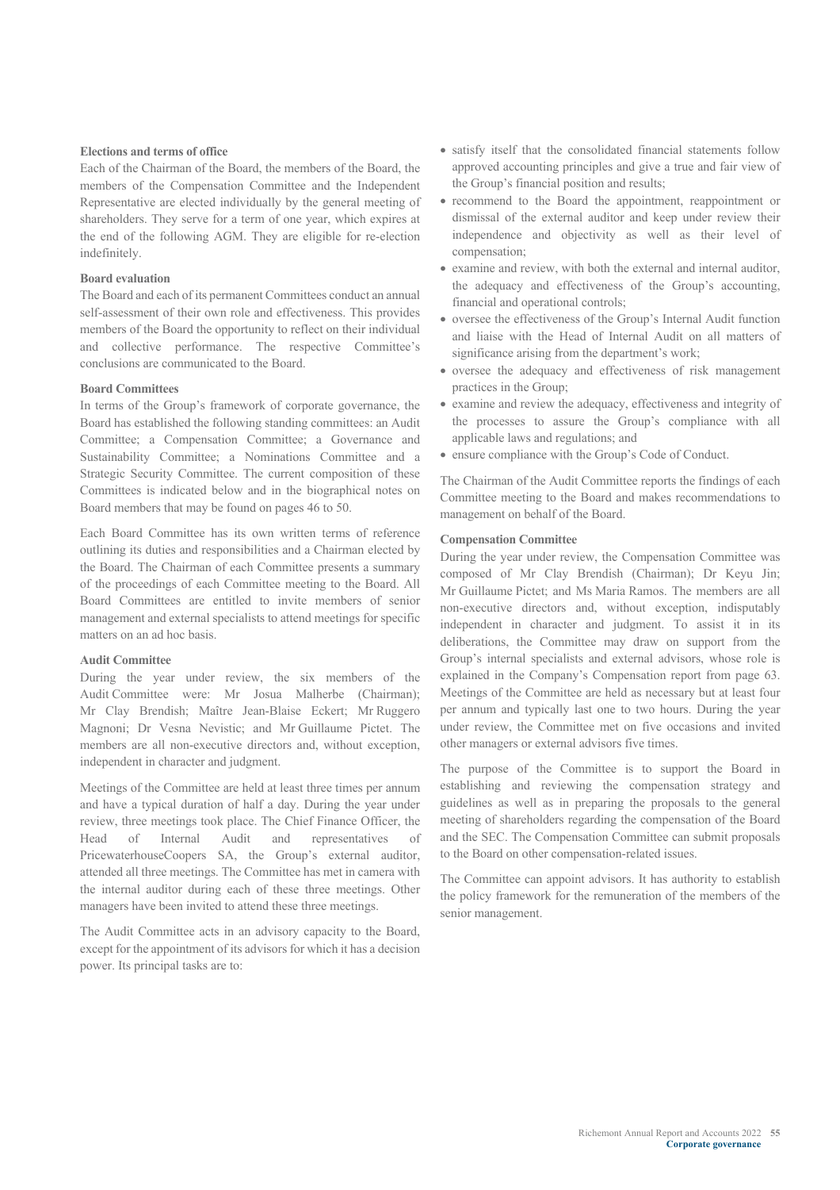### Elections and terms of office

Each of the Chairman of the Board, the members of the Board, the members of the Compensation Committee and the Independent Representative are elected individually by the general meeting of shareholders. They serve for a term of one year, which expires at the end of the following AGM. They are eligible for re-election indefinitely.

### Board evaluation

The Board and each of its permanent Committees conduct an annual self-assessment of their own role and effectiveness. This provides members of the Board the opportunity to reflect on their individual and collective performance. The respective Committee's conclusions are communicated to the Board.

### Board Committees

In terms of the Group's framework of corporate governance, the Board has established the following standing committees: an Audit Committee; a Compensation Committee; a Governance and Sustainability Committee; a Nominations Committee and a Strategic Security Committee. The current composition of these Committees is indicated below and in the biographical notes on Board members that may be found on pages 46 to 50.

Each Board Committee has its own written terms of reference outlining its duties and responsibilities and a Chairman elected by the Board. The Chairman of each Committee presents a summary of the proceedings of each Committee meeting to the Board. All Board Committees are entitled to invite members of senior management and external specialists to attend meetings for specific matters on an ad hoc basis.

### Audit Committee

During the year under review, the six members of the Audit Committee were: Mr Josua Malherbe (Chairman); Mr Clay Brendish; Maître Jean-Blaise Eckert; Mr Ruggero Magnoni; Dr Vesna Nevistic; and Mr Guillaume Pictet. The members are all non-executive directors and, without exception, independent in character and judgment.

Meetings of the Committee are held at least three times per annum and have a typical duration of half a day. During the year under review, three meetings took place. The Chief Finance Officer, the Head of Internal Audit and representatives of PricewaterhouseCoopers SA, the Group's external auditor, attended all three meetings. The Committee has met in camera with the internal auditor during each of these three meetings. Other managers have been invited to attend these three meetings.

The Audit Committee acts in an advisory capacity to the Board, except for the appointment of its advisors for which it has a decision power. Its principal tasks are to:

- satisfy itself that the consolidated financial statements follow approved accounting principles and give a true and fair view of the Group's financial position and results;
- recommend to the Board the appointment, reappointment or dismissal of the external auditor and keep under review their independence and objectivity as well as their level of compensation;
- examine and review, with both the external and internal auditor, the adequacy and effectiveness of the Group's accounting, financial and operational controls;
- oversee the effectiveness of the Group's Internal Audit function and liaise with the Head of Internal Audit on all matters of significance arising from the department's work;
- oversee the adequacy and effectiveness of risk management practices in the Group;
- examine and review the adequacy, effectiveness and integrity of the processes to assure the Group's compliance with all applicable laws and regulations; and
- ensure compliance with the Group's Code of Conduct.

The Chairman of the Audit Committee reports the findings of each Committee meeting to the Board and makes recommendations to management on behalf of the Board.

### Compensation Committee

During the year under review, the Compensation Committee was composed of Mr Clay Brendish (Chairman); Dr Keyu Jin; Mr Guillaume Pictet; and Ms Maria Ramos. The members are all non-executive directors and, without exception, indisputably independent in character and judgment. To assist it in its deliberations, the Committee may draw on support from the Group's internal specialists and external advisors, whose role is explained in the Company's Compensation report from page 63. Meetings of the Committee are held as necessary but at least four per annum and typically last one to two hours. During the year under review, the Committee met on five occasions and invited other managers or external advisors five times.

The purpose of the Committee is to support the Board in establishing and reviewing the compensation strategy and guidelines as well as in preparing the proposals to the general meeting of shareholders regarding the compensation of the Board and the SEC. The Compensation Committee can submit proposals to the Board on other compensation-related issues.

The Committee can appoint advisors. It has authority to establish the policy framework for the remuneration of the members of the senior management.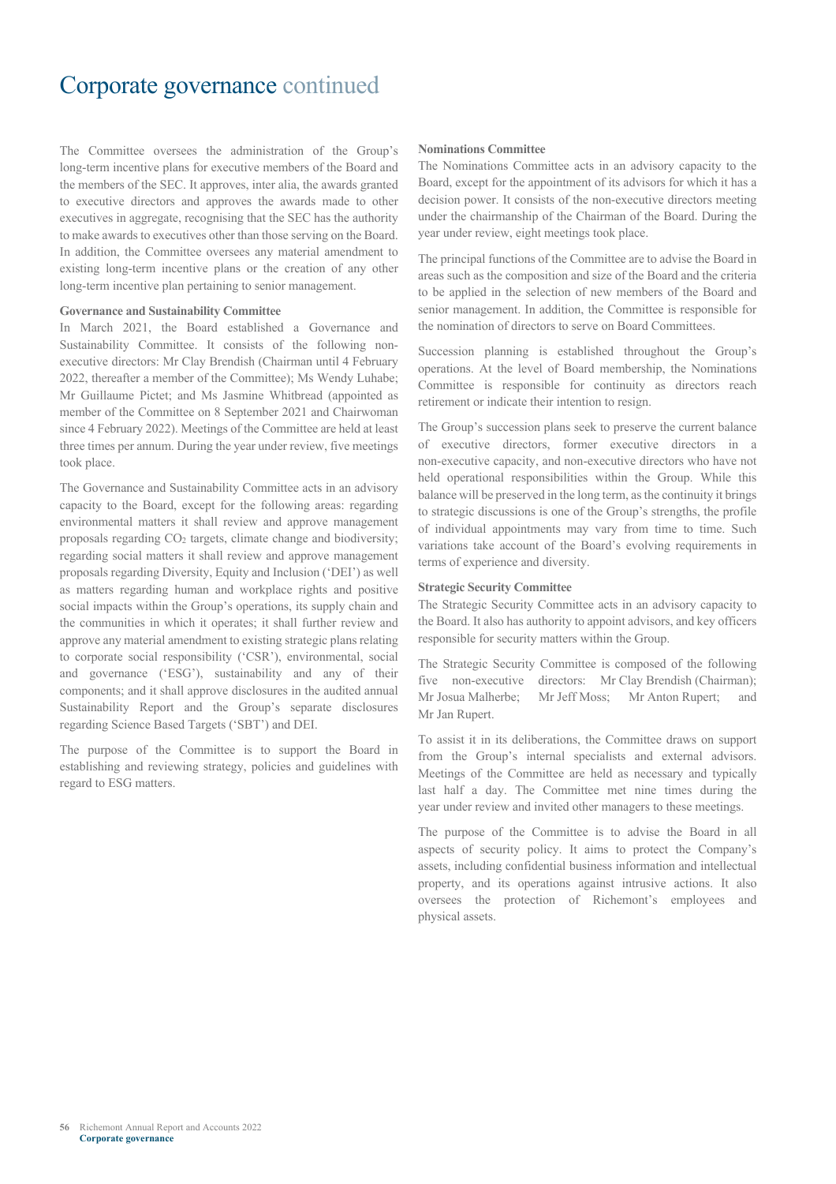# Corporate governance continued

The Committee oversees the administration of the Group's long-term incentive plans for executive members of the Board and the members of the SEC. It approves, inter alia, the awards granted to executive directors and approves the awards made to other executives in aggregate, recognising that the SEC has the authority to make awards to executives other than those serving on the Board. In addition, the Committee oversees any material amendment to existing long-term incentive plans or the creation of any other long-term incentive plan pertaining to senior management.

**Governance and Sustainability Committee**

In March 2021, the Board established a Governance and Sustainability Committee. It consists of the following non-executive directors: Mr Clay Brendish (Chairman until 4 February 2022, thereafter a member of the Committee); Ms Wendy Luhabe; Mr Guillaume Pictet; and Ms Jasmine Whitbread (appointed as member of the Committee on 8 September 2021 and Chairwoman since 4 February 2022). Meetings of the Committee are held at least three times per annum. During the year under review, five meetings took place.

The Governance and Sustainability Committee acts in an advisory capacity to the Board, except for the following areas: regarding environmental matters it shall review and approve management proposals regarding $CO_2$ targets, climate change and biodiversity; regarding social matters it shall review and approve management proposals regarding Diversity, Equity and Inclusion ('DEI') as well as matters regarding human and workplace rights and positive social impacts within the Group's operations, its supply chain and the communities in which it operates; it shall further review and approve any material amendment to existing strategic plans relating to corporate social responsibility ('CSR'), environmental, social and governance ('ESG'), sustainability and any of their components; and it shall approve disclosures in the audited annual Sustainability Report and the Group's separate disclosures regarding Science Based Targets ('SBT') and DEI.

The purpose of the Committee is to support the Board in establishing and reviewing strategy, policies and guidelines with regard to ESG matters.

**Nominations Committee**

The Nominations Committee acts in an advisory capacity to the Board, except for the appointment of its advisors for which it has a decision power. It consists of the non-executive directors meeting under the chairmanship of the Chairman of the Board. During the year under review, eight meetings took place.

The principal functions of the Committee are to advise the Board in areas such as the composition and size of the Board and the criteria to be applied in the selection of new members of the Board and senior management. In addition, the Committee is responsible for the nomination of directors to serve on Board Committees.

Succession planning is established throughout the Group's operations. At the level of Board membership, the Nominations Committee is responsible for continuity as directors reach retirement or indicate their intention to resign.

The Group's succession plans seek to preserve the current balance of executive directors, former executive directors in a non-executive capacity, and non-executive directors who have not held operational responsibilities within the Group. While this balance will be preserved in the long term, as the continuity it brings to strategic discussions is one of the Group's strengths, the profile of individual appointments may vary from time to time. Such variations take account of the Board's evolving requirements in terms of experience and diversity.

**Strategic Security Committee**

The Strategic Security Committee acts in an advisory capacity to the Board. It also has authority to appoint advisors, and key officers responsible for security matters within the Group.

The Strategic Security Committee is composed of the following five non-executive directors: Mr Clay Brendish (Chairman); Mr Josua Malherbe; Mr Jeff Moss; Mr Anton Rupert; and Mr Jan Rupert.

To assist it in its deliberations, the Committee draws on support from the Group's internal specialists and external advisors. Meetings of the Committee are held as necessary and typically last half a day. The Committee met nine times during the year under review and invited other managers to these meetings.

The purpose of the Committee is to advise the Board in all aspects of security policy. It aims to protect the Company's assets, including confidential business information and intellectual property, and its operations against intrusive actions. It also oversees the protection of Richemont's employees and physical assets.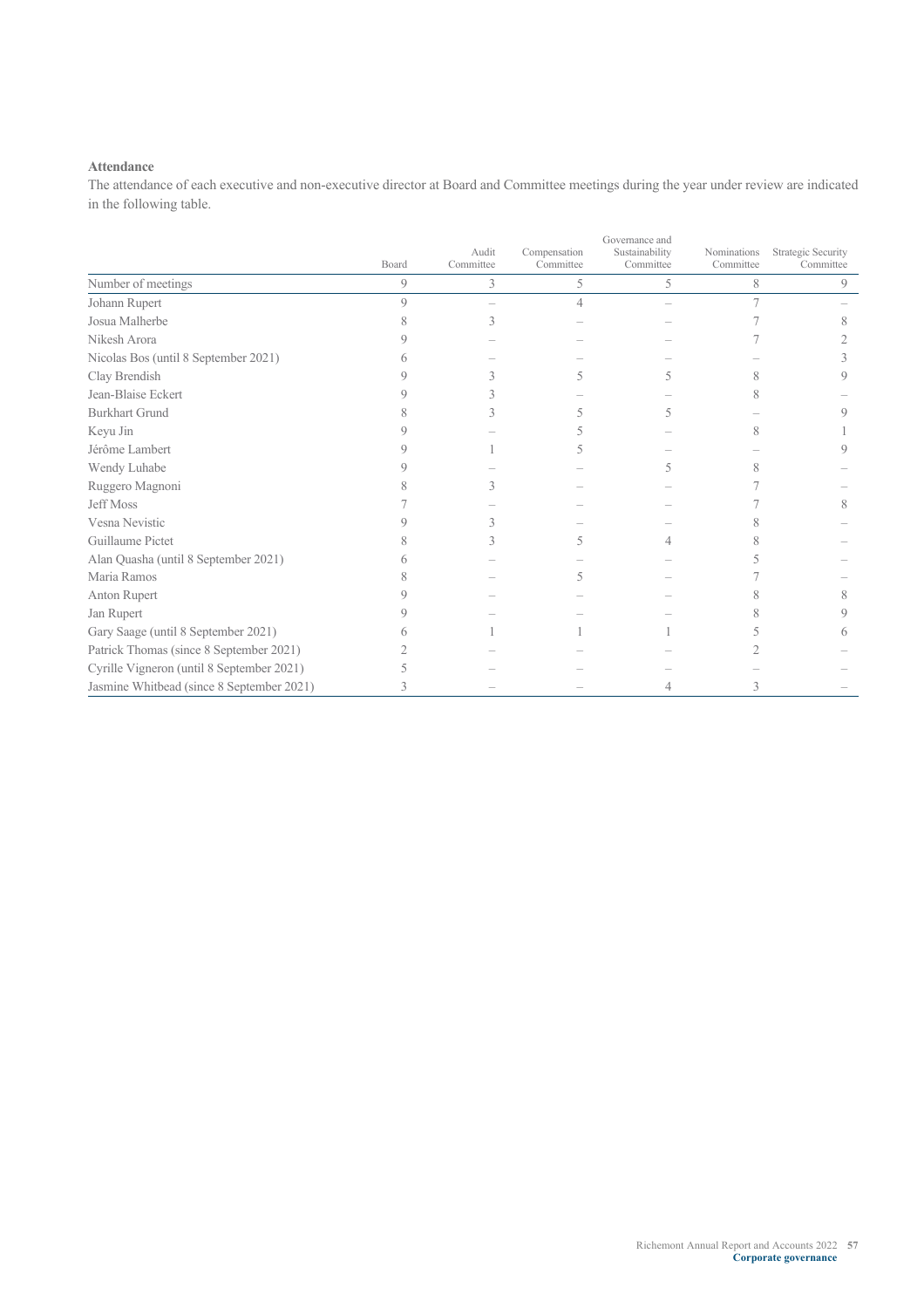**Attendance**

The attendance of each executive and non-executive director at Board and Committee meetings during the year under review are indicated in the following table.

| | Board | Audit Committee | Compensation Committee | Governance and Sustainability Committee | Nominations Committee | Strategic Security Committee |
|---|---|---|---|---|---|---|
| Number of meetings | 9 | 3 | 5 | 5 | 8 | 9 |
| Johann Rupert | 9 | – | 4 | – | 7 | – |
| Josua Malherbe | 8 | 3 | – | – | 7 | 8 |
| Nikesh Arora | 9 | – | – | – | 7 | 2 |
| Nicolas Bos (until 8 September 2021) | 6 | – | – | – | – | 3 |
| Clay Brendish | 9 | 3 | 5 | 5 | 8 | 9 |
| Jean-Blaise Eckert | 9 | 3 | – | – | 8 | – |
| Burkhart Grund | 8 | 3 | 5 | 5 | – | 9 |
| Keyu Jin | 9 | – | 5 | – | 8 | 1 |
| Jérôme Lambert | 9 | 1 | 5 | – | – | 9 |
| Wendy Luhabe | 9 | – | – | 5 | 8 | – |
| Ruggero Magnoni | 8 | 3 | – | – | 7 | – |
| Jeff Moss | 7 | – | – | – | 7 | 8 |
| Vesna Nevistic | 9 | 3 | – | – | 8 | – |
| Guillaume Pictet | 8 | 3 | 5 | 4 | 8 | – |
| Alan Quasha (until 8 September 2021) | 6 | – | – | – | 5 | – |
| Maria Ramos | 8 | – | 5 | – | 7 | – |
| Anton Rupert | 9 | – | – | – | 8 | 8 |
| Jan Rupert | 9 | – | – | – | 8 | 9 |
| Gary Saage (until 8 September 2021) | 6 | 1 | 1 | 1 | 5 | 6 |
| Patrick Thomas (since 8 September 2021) | 2 | – | – | – | 2 | – |
| Cyrille Vigneron (until 8 September 2021) | 5 | – | – | – | – | – |
| Jasmine Whitbead (since 8 September 2021) | 3 | – | – | 4 | 3 | – |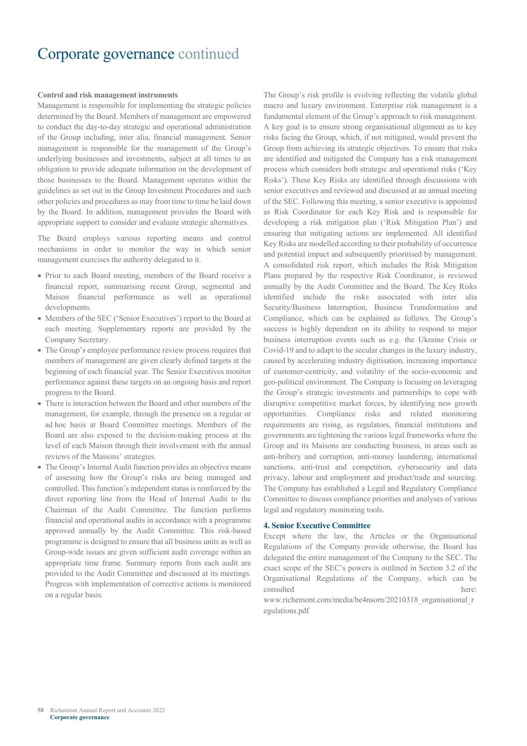# Corporate governance continued

**Control and risk management instruments**

Management is responsible for implementing the strategic policies determined by the Board. Members of management are empowered to conduct the day-to-day strategic and operational administration of the Group including, inter alia, financial management. Senior management is responsible for the management of the Group's underlying businesses and investments, subject at all times to an obligation to provide adequate information on the development of those businesses to the Board. Management operates within the guidelines as set out in the Group Investment Procedures and such other policies and procedures as may from time to time be laid down by the Board. In addition, management provides the Board with appropriate support to consider and evaluate strategic alternatives.

The Board employs various reporting means and control mechanisms in order to monitor the way in which senior management exercises the authority delegated to it.

- Prior to each Board meeting, members of the Board receive a financial report, summarising recent Group, segmental and Maison financial performance as well as operational developments.
- Members of the SEC ('Senior Executives') report to the Board at each meeting. Supplementary reports are provided by the Company Secretary.
- The Group's employee performance review process requires that members of management are given clearly defined targets at the beginning of each financial year. The Senior Executives monitor performance against these targets on an ongoing basis and report progress to the Board.
- There is interaction between the Board and other members of the management, for example, through the presence on a regular or ad hoc basis at Board Committee meetings. Members of the Board are also exposed to the decision-making process at the level of each Maison through their involvement with the annual reviews of the Maisons' strategies.
- The Group's Internal Audit function provides an objective means of assessing how the Group's risks are being managed and controlled. This function's independent status is reinforced by the direct reporting line from the Head of Internal Audit to the Chairman of the Audit Committee. The function performs financial and operational audits in accordance with a programme approved annually by the Audit Committee. This risk-based programme is designed to ensure that all business units as well as Group-wide issues are given sufficient audit coverage within an appropriate time frame. Summary reports from each audit are provided to the Audit Committee and discussed at its meetings. Progress with implementation of corrective actions is monitored on a regular basis.

The Group's risk profile is evolving reflecting the volatile global macro and luxury environment. Enterprise risk management is a fundamental element of the Group's approach to risk management. A key goal is to ensure strong organisational alignment as to key risks facing the Group, which, if not mitigated, would prevent the Group from achieving its strategic objectives. To ensure that risks are identified and mitigated the Company has a risk management process which considers both strategic and operational risks ('Key Risks'). These Key Risks are identified through discussions with senior executives and reviewed and discussed at an annual meeting of the SEC. Following this meeting, a senior executive is appointed as Risk Coordinator for each Key Risk and is responsible for developing a risk mitigation plan ('Risk Mitigation Plan') and ensuring that mitigating actions are implemented. All identified Key Risks are modelled according to their probability of occurrence and potential impact and subsequently prioritised by management. A consolidated risk report, which includes the Risk Mitigation Plans prepared by the respective Risk Coordinator, is reviewed annually by the Audit Committee and the Board. The Key Risks identified include the risks associated with inter alia Security/Business Interruption, Business Transformation and Compliance, which can be explained as follows. The Group's success is highly dependent on its ability to respond to major business interruption events such as e.g. the Ukraine Crisis or Covid-19 and to adapt to the secular changes in the luxury industry, caused by accelerating industry digitisation, increasing importance of customer-centricity, and volatility of the socio-economic and geo-political environment. The Company is focusing on leveraging the Group's strategic investments and partnerships to cope with disruptive competitive market forces, by identifying new growth opportunities. Compliance risks and related monitoring requirements are rising, as regulators, financial institutions and governments are tightening the various legal frameworks where the Group and its Maisons are conducting business, in areas such as anti-bribery and corruption, anti-money laundering, international sanctions, anti-trust and competition, cybersecurity and data privacy, labour and employment and product/trade and sourcing. The Company has established a Legal and Regulatory Compliance Committee to discuss compliance priorities and analyses of various legal and regulatory monitoring tools.

### 4. Senior Executive Committee

Except where the law, the Articles or the Organisational Regulations of the Company provide otherwise, the Board has delegated the entire management of the Company to the SEC. The exact scope of the SEC's powers is outlined in Section 3.2 of the Organisational Regulations of the Company, which can be consulted here: www.richemont.com/media/be4nsorn/20210318_organisational_regulations.pdf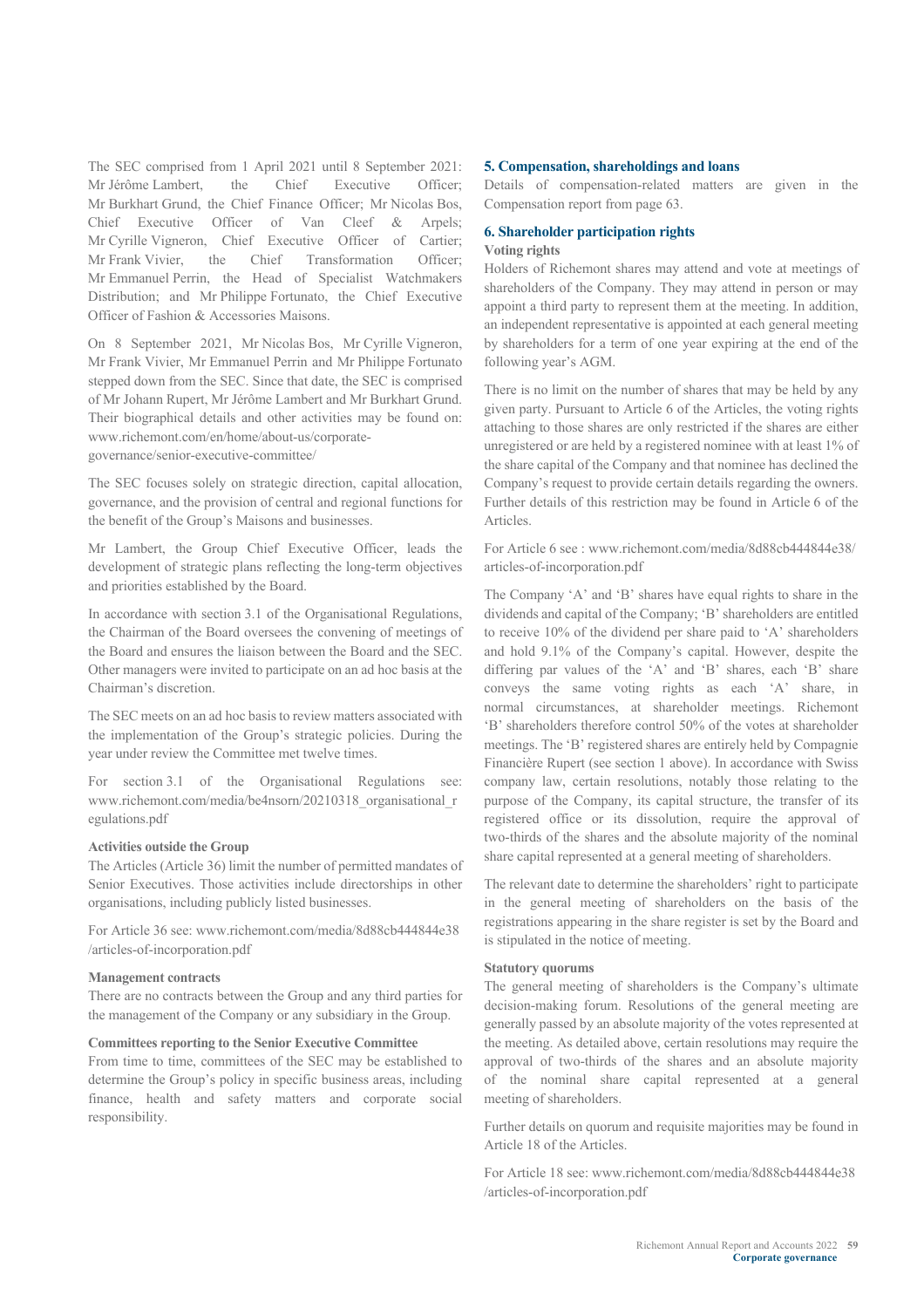The SEC comprised from 1 April 2021 until 8 September 2021: Mr Jérôme Lambert, the Chief Executive Officer; Mr Burkhart Grund, the Chief Finance Officer; Mr Nicolas Bos, Chief Executive Officer of Van Cleef & Arpels; Mr Cyrille Vigneron, Chief Executive Officer of Cartier; Mr Frank Vivier, the Chief Transformation Officer; Mr Emmanuel Perrin, the Head of Specialist Watchmakers Distribution; and Mr Philippe Fortunato, the Chief Executive Officer of Fashion & Accessories Maisons.

On 8 September 2021, Mr Nicolas Bos, Mr Cyrille Vigneron, Mr Frank Vivier, Mr Emmanuel Perrin and Mr Philippe Fortunato stepped down from the SEC. Since that date, the SEC is comprised of Mr Johann Rupert, Mr Jérôme Lambert and Mr Burkhart Grund. Their biographical details and other activities may be found on: www.richemont.com/en/home/about-us/corporate-governance/senior-executive-committee/

The SEC focuses solely on strategic direction, capital allocation, governance, and the provision of central and regional functions for the benefit of the Group's Maisons and businesses.

Mr Lambert, the Group Chief Executive Officer, leads the development of strategic plans reflecting the long-term objectives and priorities established by the Board.

In accordance with section 3.1 of the Organisational Regulations, the Chairman of the Board oversees the convening of meetings of the Board and ensures the liaison between the Board and the SEC. Other managers were invited to participate on an ad hoc basis at the Chairman's discretion.

The SEC meets on an ad hoc basis to review matters associated with the implementation of the Group's strategic policies. During the year under review the Committee met twelve times.

For section 3.1 of the Organisational Regulations see: www.richemont.com/media/be4nsorn/20210318_organisational_regulations.pdf

**Activities outside the Group**

The Articles (Article 36) limit the number of permitted mandates of Senior Executives. Those activities include directorships in other organisations, including publicly listed businesses.

For Article 36 see: www.richemont.com/media/8d88cb444844e38/articles-of-incorporation.pdf

**Management contracts**

There are no contracts between the Group and any third parties for the management of the Company or any subsidiary in the Group.

**Committees reporting to the Senior Executive Committee**

From time to time, committees of the SEC may be established to determine the Group's policy in specific business areas, including finance, health and safety matters and corporate social responsibility.

## 5. Compensation, shareholdings and loans

Details of compensation-related matters are given in the Compensation report from page 63.

## 6. Shareholder participation rights

**Voting rights**

Holders of Richemont shares may attend and vote at meetings of shareholders of the Company. They may attend in person or may appoint a third party to represent them at the meeting. In addition, an independent representative is appointed at each general meeting by shareholders for a term of one year expiring at the end of the following year's AGM.

There is no limit on the number of shares that may be held by any given party. Pursuant to Article 6 of the Articles, the voting rights attaching to those shares are only restricted if the shares are either unregistered or are held by a registered nominee with at least 1% of the share capital of the Company and that nominee has declined the Company's request to provide certain details regarding the owners. Further details of this restriction may be found in Article 6 of the Articles.

For Article 6 see : www.richemont.com/media/8d88cb444844e38/articles-of-incorporation.pdf

The Company 'A' and 'B' shares have equal rights to share in the dividends and capital of the Company; 'B' shareholders are entitled to receive 10% of the dividend per share paid to 'A' shareholders and hold 9.1% of the Company's capital. However, despite the differing par values of the 'A' and 'B' shares, each 'B' share conveys the same voting rights as each 'A' share, in normal circumstances, at shareholder meetings. Richemont 'B' shareholders therefore control 50% of the votes at shareholder meetings. The 'B' registered shares are entirely held by Compagnie Financière Rupert (see section 1 above). In accordance with Swiss company law, certain resolutions, notably those relating to the purpose of the Company, its capital structure, the transfer of its registered office or its dissolution, require the approval of two-thirds of the shares and the absolute majority of the nominal share capital represented at a general meeting of shareholders.

The relevant date to determine the shareholders' right to participate in the general meeting of shareholders on the basis of the registrations appearing in the share register is set by the Board and is stipulated in the notice of meeting.

**Statutory quorums**

The general meeting of shareholders is the Company's ultimate decision-making forum. Resolutions of the general meeting are generally passed by an absolute majority of the votes represented at the meeting. As detailed above, certain resolutions may require the approval of two-thirds of the shares and an absolute majority of the nominal share capital represented at a general meeting of shareholders.

Further details on quorum and requisite majorities may be found in Article 18 of the Articles.

For Article 18 see: www.richemont.com/media/8d88cb444844e38/articles-of-incorporation.pdf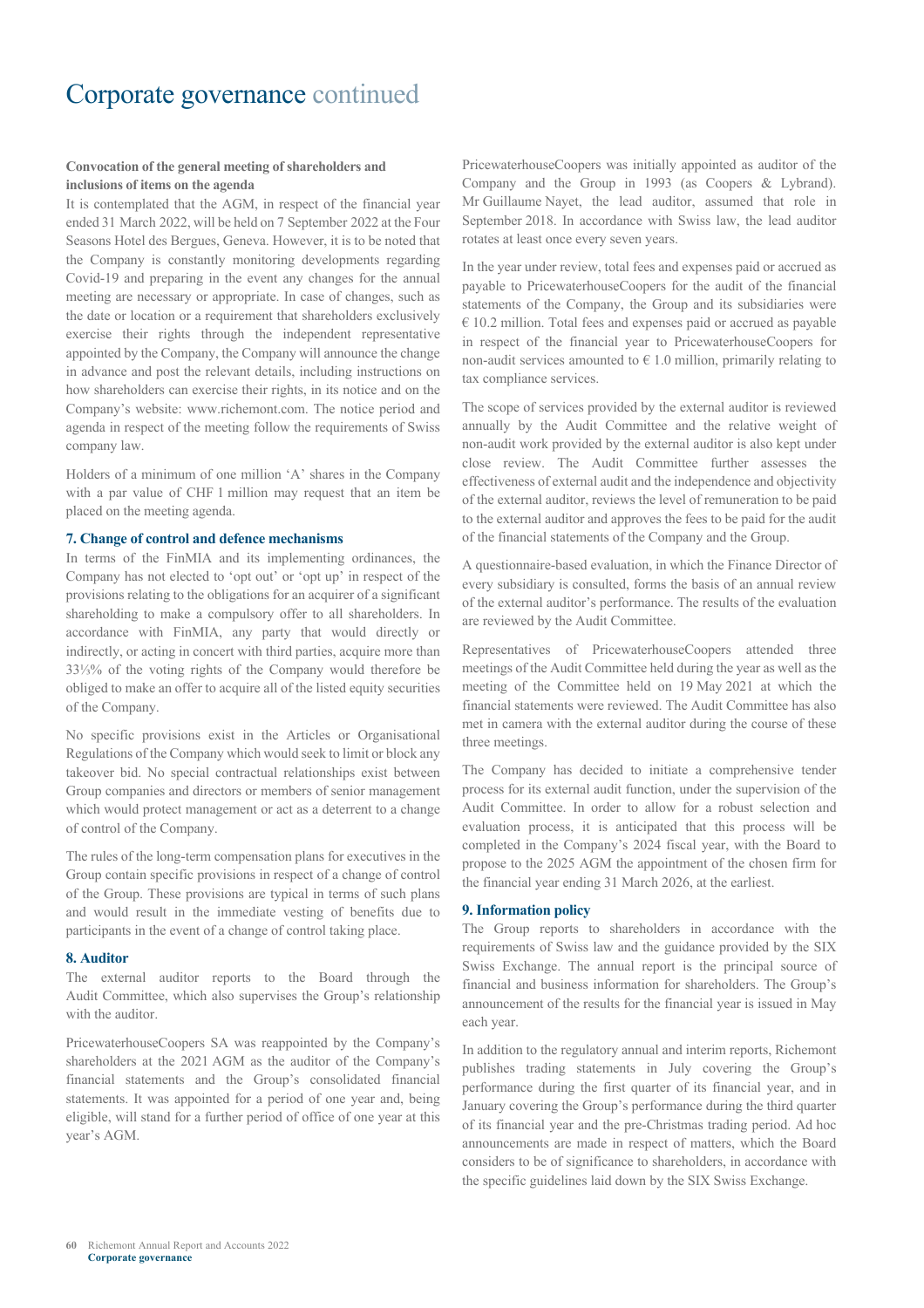# Corporate governance continued

**Convocation of the general meeting of shareholders and inclusions of items on the agenda**

It is contemplated that the AGM, in respect of the financial year ended 31 March 2022, will be held on 7 September 2022 at the Four Seasons Hotel des Bergues, Geneva. However, it is to be noted that the Company is constantly monitoring developments regarding Covid-19 and preparing in the event any changes for the annual meeting are necessary or appropriate. In case of changes, such as the date or location or a requirement that shareholders exclusively exercise their rights through the independent representative appointed by the Company, the Company will announce the change in advance and post the relevant details, including instructions on how shareholders can exercise their rights, in its notice and on the Company's website: www.richemont.com. The notice period and agenda in respect of the meeting follow the requirements of Swiss company law.

Holders of a minimum of one million 'A' shares in the Company with a par value of CHF 1 million may request that an item be placed on the meeting agenda.

## 7. Change of control and defence mechanisms

In terms of the FinMIA and its implementing ordinances, the Company has not elected to 'opt out' or 'opt up' in respect of the provisions relating to the obligations for an acquirer of a significant shareholding to make a compulsory offer to all shareholders. In accordance with FinMIA, any party that would directly or indirectly, or acting in concert with third parties, acquire more than 33⅓% of the voting rights of the Company would therefore be obliged to make an offer to acquire all of the listed equity securities of the Company.

No specific provisions exist in the Articles or Organisational Regulations of the Company which would seek to limit or block any takeover bid. No special contractual relationships exist between Group companies and directors or members of senior management which would protect management or act as a deterrent to a change of control of the Company.

The rules of the long-term compensation plans for executives in the Group contain specific provisions in respect of a change of control of the Group. These provisions are typical in terms of such plans and would result in the immediate vesting of benefits due to participants in the event of a change of control taking place.

## 8. Auditor

The external auditor reports to the Board through the Audit Committee, which also supervises the Group's relationship with the auditor.

PricewaterhouseCoopers SA was reappointed by the Company's shareholders at the 2021 AGM as the auditor of the Company's financial statements and the Group's consolidated financial statements. It was appointed for a period of one year and, being eligible, will stand for a further period of office of one year at this year's AGM.

PricewaterhouseCoopers was initially appointed as auditor of the Company and the Group in 1993 (as Coopers & Lybrand). Mr Guillaume Nayet, the lead auditor, assumed that role in September 2018. In accordance with Swiss law, the lead auditor rotates at least once every seven years.

In the year under review, total fees and expenses paid or accrued as payable to PricewaterhouseCoopers for the audit of the financial statements of the Company, the Group and its subsidiaries were € 10.2 million. Total fees and expenses paid or accrued as payable in respect of the financial year to PricewaterhouseCoopers for non-audit services amounted to € 1.0 million, primarily relating to tax compliance services.

The scope of services provided by the external auditor is reviewed annually by the Audit Committee and the relative weight of non-audit work provided by the external auditor is also kept under close review. The Audit Committee further assesses the effectiveness of external audit and the independence and objectivity of the external auditor, reviews the level of remuneration to be paid to the external auditor and approves the fees to be paid for the audit of the financial statements of the Company and the Group.

A questionnaire-based evaluation, in which the Finance Director of every subsidiary is consulted, forms the basis of an annual review of the external auditor's performance. The results of the evaluation are reviewed by the Audit Committee.

Representatives of PricewaterhouseCoopers attended three meetings of the Audit Committee held during the year as well as the meeting of the Committee held on 19 May 2021 at which the financial statements were reviewed. The Audit Committee has also met in camera with the external auditor during the course of these three meetings.

The Company has decided to initiate a comprehensive tender process for its external audit function, under the supervision of the Audit Committee. In order to allow for a robust selection and evaluation process, it is anticipated that this process will be completed in the Company's 2024 fiscal year, with the Board to propose to the 2025 AGM the appointment of the chosen firm for the financial year ending 31 March 2026, at the earliest.

## 9. Information policy

The Group reports to shareholders in accordance with the requirements of Swiss law and the guidance provided by the SIX Swiss Exchange. The annual report is the principal source of financial and business information for shareholders. The Group's announcement of the results for the financial year is issued in May each year.

In addition to the regulatory annual and interim reports, Richemont publishes trading statements in July covering the Group's performance during the first quarter of its financial year, and in January covering the Group's performance during the third quarter of its financial year and the pre-Christmas trading period. Ad hoc announcements are made in respect of matters, which the Board considers to be of significance to shareholders, in accordance with the specific guidelines laid down by the SIX Swiss Exchange.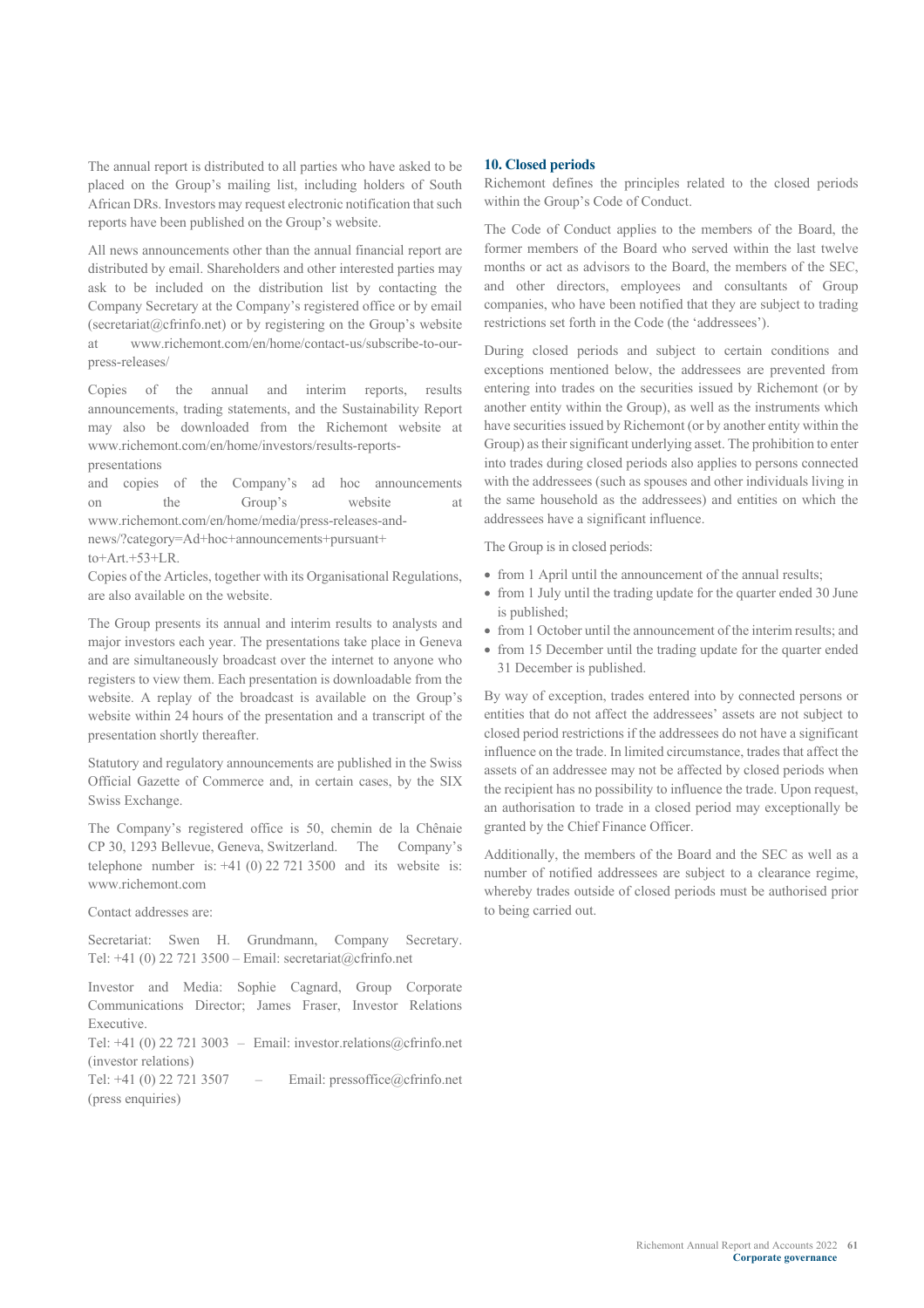The annual report is distributed to all parties who have asked to be placed on the Group's mailing list, including holders of South African DRs. Investors may request electronic notification that such reports have been published on the Group's website.

All news announcements other than the annual financial report are distributed by email. Shareholders and other interested parties may ask to be included on the distribution list by contacting the Company Secretary at the Company's registered office or by email (secretariat@cfrinfo.net) or by registering on the Group's website at www.richemont.com/en/home/contact-us/subscribe-to-our-press-releases/

Copies of the annual and interim reports, results announcements, trading statements, and the Sustainability Report may also be downloaded from the Richemont website at www.richemont.com/en/home/investors/results-reports-presentations
and copies of the Company's ad hoc announcements on the Group's website at www.richemont.com/en/home/media/press-releases-and-news/?category=Ad+hoc+announcements+pursuant+to+Art.+53+LR.
Copies of the Articles, together with its Organisational Regulations, are also available on the website.

The Group presents its annual and interim results to analysts and major investors each year. The presentations take place in Geneva and are simultaneously broadcast over the internet to anyone who registers to view them. Each presentation is downloadable from the website. A replay of the broadcast is available on the Group's website within 24 hours of the presentation and a transcript of the presentation shortly thereafter.

Statutory and regulatory announcements are published in the Swiss Official Gazette of Commerce and, in certain cases, by the SIX Swiss Exchange.

The Company's registered office is 50, chemin de la Chênaie CP 30, 1293 Bellevue, Geneva, Switzerland. The Company's telephone number is: +41 (0) 22 721 3500 and its website is: www.richemont.com

Contact addresses are:

Secretariat: Swen H. Grundmann, Company Secretary.
Tel: +41 (0) 22 721 3500 – Email: secretariat@cfrinfo.net

Investor and Media: Sophie Cagnard, Group Corporate Communications Director; James Fraser, Investor Relations Executive.
Tel: +41 (0) 22 721 3003 – Email: investor.relations@cfrinfo.net (investor relations)
Tel: +41 (0) 22 721 3507 – Email: pressoffice@cfrinfo.net (press enquiries)

## 10. Closed periods

Richemont defines the principles related to the closed periods within the Group's Code of Conduct.

The Code of Conduct applies to the members of the Board, the former members of the Board who served within the last twelve months or act as advisors to the Board, the members of the SEC, and other directors, employees and consultants of Group companies, who have been notified that they are subject to trading restrictions set forth in the Code (the 'addressees').

During closed periods and subject to certain conditions and exceptions mentioned below, the addressees are prevented from entering into trades on the securities issued by Richemont (or by another entity within the Group), as well as the instruments which have securities issued by Richemont (or by another entity within the Group) as their significant underlying asset. The prohibition to enter into trades during closed periods also applies to persons connected with the addressees (such as spouses and other individuals living in the same household as the addressees) and entities on which the addressees have a significant influence.

The Group is in closed periods:

- from 1 April until the announcement of the annual results;
- from 1 July until the trading update for the quarter ended 30 June is published;
- from 1 October until the announcement of the interim results; and
- from 15 December until the trading update for the quarter ended 31 December is published.

By way of exception, trades entered into by connected persons or entities that do not affect the addressees' assets are not subject to closed period restrictions if the addressees do not have a significant influence on the trade. In limited circumstance, trades that affect the assets of an addressee may not be affected by closed periods when the recipient has no possibility to influence the trade. Upon request, an authorisation to trade in a closed period may exceptionally be granted by the Chief Finance Officer.

Additionally, the members of the Board and the SEC as well as a number of notified addressees are subject to a clearance regime, whereby trades outside of closed periods must be authorised prior to being carried out.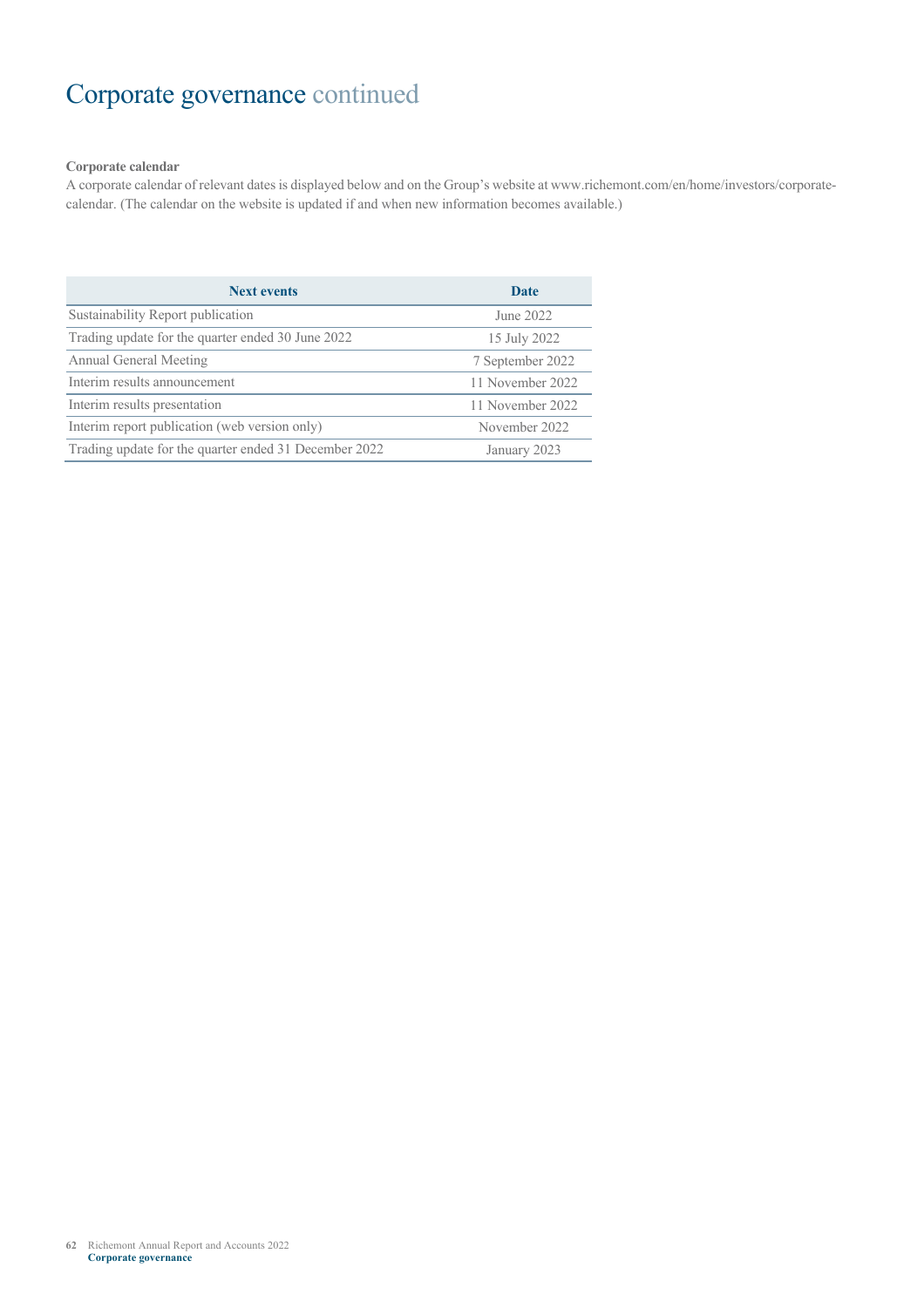# Corporate governance continued

**Corporate calendar**

A corporate calendar of relevant dates is displayed below and on the Group's website at www.richemont.com/en/home/investors/corporate-calendar. (The calendar on the website is updated if and when new information becomes available.)

| Next events | Date |
|---|---|
| Sustainability Report publication | June 2022 |
| Trading update for the quarter ended 30 June 2022 | 15 July 2022 |
| Annual General Meeting | 7 September 2022 |
| Interim results announcement | 11 November 2022 |
| Interim results presentation | 11 November 2022 |
| Interim report publication (web version only) | November 2022 |
| Trading update for the quarter ended 31 December 2022 | January 2023 |